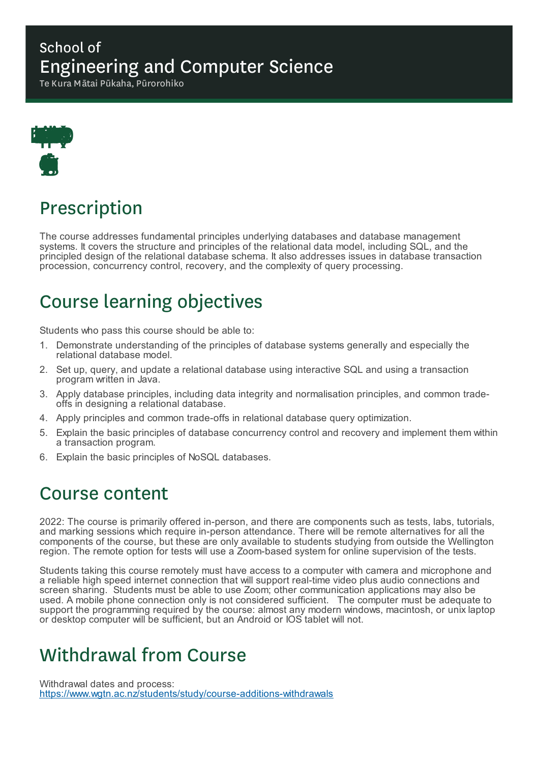# School of Engineering and Computer Science

Te Kura Mātai Pūkaha, Pūrorohiko

## Prescription

The course addresses fundamental principles underlying databases and database management systems. It covers the structure and principles of the relational data model, including SQL, and the principled design of the relational database schema. It also addresses issues in database transaction procession, concurrency control, recovery, and the complexity of query processing.

## Course learning objectives

Students who pass this course should be able to:

1. Demonstrate understanding of the principles of database systems generally and especially the relational database model.
2. Set up, query, and update a relational database using interactive SQL and using a transaction program written in Java.
3. Apply database principles, including data integrity and normalisation principles, and common trade-offs in designing a relational database.
4. Apply principles and common trade-offs in relational database query optimization.
5. Explain the basic principles of database concurrency control and recovery and implement them within a transaction program.
6. Explain the basic principles of NoSQL databases.

## Course content

2022: The course is primarily offered in-person, and there are components such as tests, labs, tutorials, and marking sessions which require in-person attendance. There will be remote alternatives for all the components of the course, but these are only available to students studying from outside the Wellington region. The remote option for tests will use a Zoom-based system for online supervision of the tests.

Students taking this course remotely must have access to a computer with camera and microphone and a reliable high speed internet connection that will support real-time video plus audio connections and screen sharing. Students must be able to use Zoom; other communication applications may also be used. A mobile phone connection only is not considered sufficient. The computer must be adequate to support the programming required by the course: almost any modern windows, macintosh, or unix laptop or desktop computer will be sufficient, but an Android or IOS tablet will not.

## Withdrawal from Course

Withdrawal dates and process:
https://www.wgtn.ac.nz/students/study/course-additions-withdrawals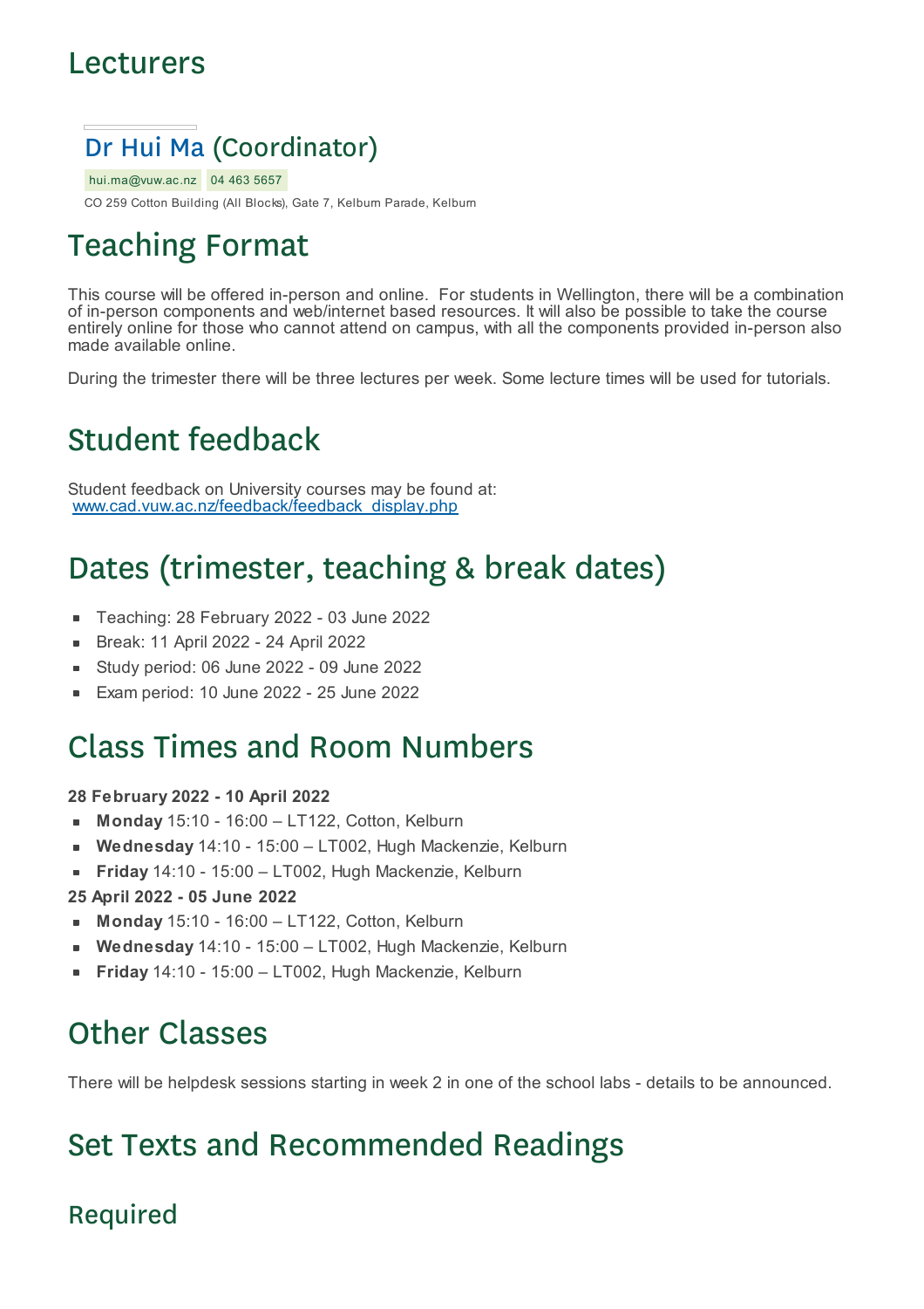# Lecturers

## Dr Hui Ma (Coordinator)

hui.ma@vuw.ac.nz 04 463 5657

CO 259 Cotton Building (All Blocks), Gate 7, Kelburn Parade, Kelburn

# Teaching Format

This course will be offered in-person and online. For students in Wellington, there will be a combination of in-person components and web/internet based resources. It will also be possible to take the course entirely online for those who cannot attend on campus, with all the components provided in-person also made available online.

During the trimester there will be three lectures per week. Some lecture times will be used for tutorials.

# Student feedback

Student feedback on University courses may be found at:
[www.cad.vuw.ac.nz/feedback/feedback_display.php](www.cad.vuw.ac.nz/feedback/feedback_display.php)

# Dates (trimester, teaching & break dates)

- Teaching: 28 February 2022 - 03 June 2022
- Break: 11 April 2022 - 24 April 2022
- Study period: 06 June 2022 - 09 June 2022
- Exam period: 10 June 2022 - 25 June 2022

# Class Times and Room Numbers

**28 February 2022 - 10 April 2022**

- **Monday** 15:10 - 16:00 – LT122, Cotton, Kelburn
- **Wednesday** 14:10 - 15:00 – LT002, Hugh Mackenzie, Kelburn
- **Friday** 14:10 - 15:00 – LT002, Hugh Mackenzie, Kelburn

**25 April 2022 - 05 June 2022**

- **Monday** 15:10 - 16:00 – LT122, Cotton, Kelburn
- **Wednesday** 14:10 - 15:00 – LT002, Hugh Mackenzie, Kelburn
- **Friday** 14:10 - 15:00 – LT002, Hugh Mackenzie, Kelburn

# Other Classes

There will be helpdesk sessions starting in week 2 in one of the school labs - details to be announced.

# Set Texts and Recommended Readings

## Required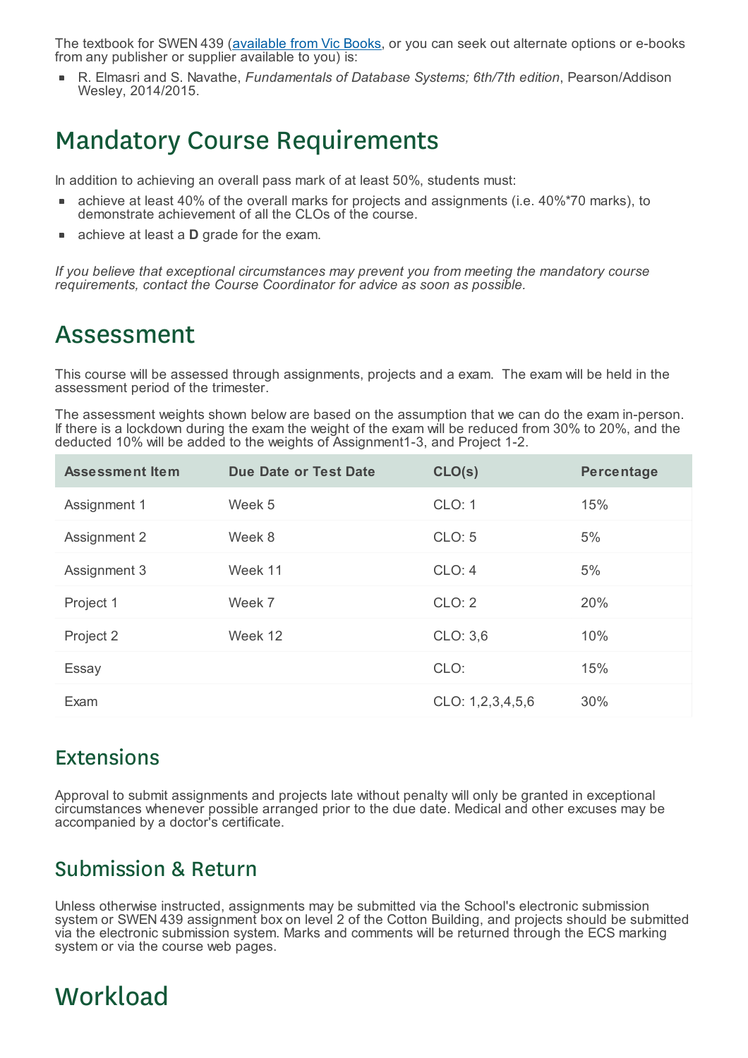The textbook for SWEN 439 ([available from Vic Books](), or you can seek out alternate options or e-books from any publisher or supplier available to you) is:

- R. Elmasri and S. Navathe, *Fundamentals of Database Systems; 6th/7th edition*, Pearson/Addison Wesley, 2014/2015.

# Mandatory Course Requirements

In addition to achieving an overall pass mark of at least 50%, students must:

- achieve at least 40% of the overall marks for projects and assignments (i.e. 40%*70 marks), to demonstrate achievement of all the CLOs of the course.
- achieve at least a **D** grade for the exam.

*If you believe that exceptional circumstances may prevent you from meeting the mandatory course requirements, contact the Course Coordinator for advice as soon as possible.*

# Assessment

This course will be assessed through assignments, projects and a exam. The exam will be held in the assessment period of the trimester.

The assessment weights shown below are based on the assumption that we can do the exam in-person. If there is a lockdown during the exam the weight of the exam will be reduced from 30% to 20%, and the deducted 10% will be added to the weights of Assignment1-3, and Project 1-2.

| Assessment Item | Due Date or Test Date | CLO(s) | Percentage |
|---|---|---|---|
| Assignment 1 | Week 5 | CLO: 1 | 15% |
| Assignment 2 | Week 8 | CLO: 5 | 5% |
| Assignment 3 | Week 11 | CLO: 4 | 5% |
| Project 1 | Week 7 | CLO: 2 | 20% |
| Project 2 | Week 12 | CLO: 3,6 | 10% |
| Essay | | CLO: | 15% |
| Exam | | CLO: 1,2,3,4,5,6 | 30% |

## Extensions

Approval to submit assignments and projects late without penalty will only be granted in exceptional circumstances whenever possible arranged prior to the due date. Medical and other excuses may be accompanied by a doctor's certificate.

## Submission & Return

Unless otherwise instructed, assignments may be submitted via the School's electronic submission system or SWEN 439 assignment box on level 2 of the Cotton Building, and projects should be submitted via the electronic submission system. Marks and comments will be returned through the ECS marking system or via the course web pages.

# Workload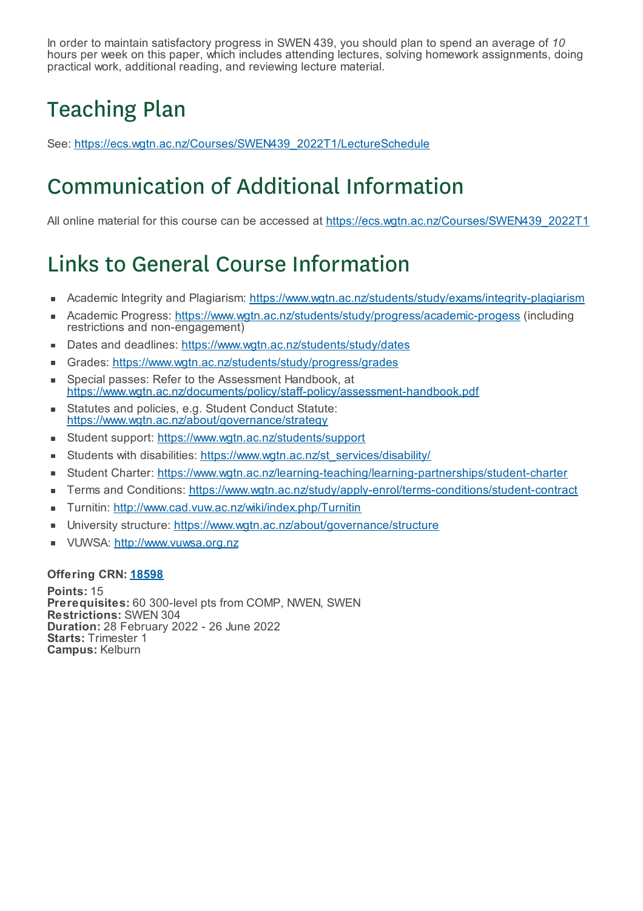In order to maintain satisfactory progress in SWEN 439, you should plan to spend an average of *10* hours per week on this paper, which includes attending lectures, solving homework assignments, doing practical work, additional reading, and reviewing lecture material.

# Teaching Plan

See: https://ecs.wgtn.ac.nz/Courses/SWEN439_2022T1/LectureSchedule

# Communication of Additional Information

All online material for this course can be accessed at https://ecs.wgtn.ac.nz/Courses/SWEN439_2022T1

# Links to General Course Information

- Academic Integrity and Plagiarism: https://www.wgtn.ac.nz/students/study/exams/integrity-plagiarism
- Academic Progress: https://www.wgtn.ac.nz/students/study/progress/academic-progess (including restrictions and non-engagement)
- Dates and deadlines: https://www.wgtn.ac.nz/students/study/dates
- Grades: https://www.wgtn.ac.nz/students/study/progress/grades
- Special passes: Refer to the Assessment Handbook, at https://www.wgtn.ac.nz/documents/policy/staff-policy/assessment-handbook.pdf
- Statutes and policies, e.g. Student Conduct Statute: https://www.wgtn.ac.nz/about/governance/strategy
- Student support: https://www.wgtn.ac.nz/students/support
- Students with disabilities: https://www.wgtn.ac.nz/st_services/disability/
- Student Charter: https://www.wgtn.ac.nz/learning-teaching/learning-partnerships/student-charter
- Terms and Conditions: https://www.wgtn.ac.nz/study/apply-enrol/terms-conditions/student-contract
- Turnitin: http://www.cad.vuw.ac.nz/wiki/index.php/Turnitin
- University structure: https://www.wgtn.ac.nz/about/governance/structure
- VUWSA: http://www.vuwsa.org.nz

**Offering CRN: 18598**

**Points:** 15
**Prerequisites:** 60 300-level pts from COMP, NWEN, SWEN
**Restrictions:** SWEN 304
**Duration:** 28 February 2022 - 26 June 2022
**Starts:** Trimester 1
**Campus:** Kelburn